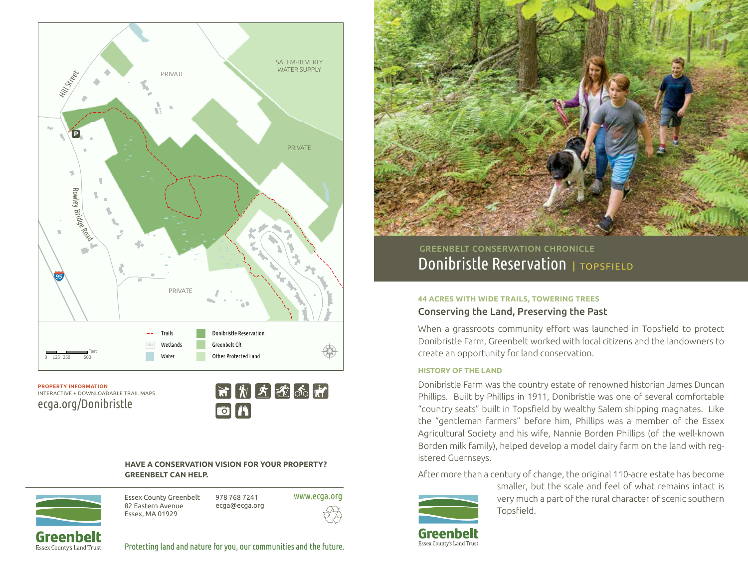SALEM-BEVERLY WATER SUPPLY

PRIVATE

Hill Street

Rowley Bridge Road

95

- - Trails
- Wetlands
- Water
- Donibristle Reservation
- Greenbelt CR
- Other Protected Land

0 125 250 500 Feet

**PROPERTY INFORMATION**
INTERACTIVE + DOWNLOADABLE TRAIL MAPS
ecga.org/Donibristle

**HAVE A CONSERVATION VISION FOR YOUR PROPERTY? GREENBELT CAN HELP.**

Greenbelt
Essex County's Land Trust

Essex County Greenbelt
82 Eastern Avenue
Essex, MA 01929

978 768 7241
ecga@ecga.org

www.ecga.org

Protecting land and nature for you, our communities and the future.

GREENBELT CONSERVATION CHRONICLE

# Donibristle Reservation | TOPSFIELD

**44 ACRES WITH WIDE TRAILS, TOWERING TREES**

## Conserving the Land, Preserving the Past

When a grassroots community effort was launched in Topsfield to protect Donibristle Farm, Greenbelt worked with local citizens and the landowners to create an opportunity for land conservation.

### HISTORY OF THE LAND

Donibristle Farm was the country estate of renowned historian James Duncan Phillips. Built by Phillips in 1911, Donibristle was one of several comfortable "country seats" built in Topsfield by wealthy Salem shipping magnates. Like the "gentleman farmers" before him, Phillips was a member of the Essex Agricultural Society and his wife, Nannie Borden Phillips (of the well-known Borden milk family), helped develop a model dairy farm on the land with registered Guernseys.

After more than a century of change, the original 110-acre estate has become smaller, but the scale and feel of what remains intact is very much a part of the rural character of scenic southern Topsfield.

Greenbelt
Essex County's Land Trust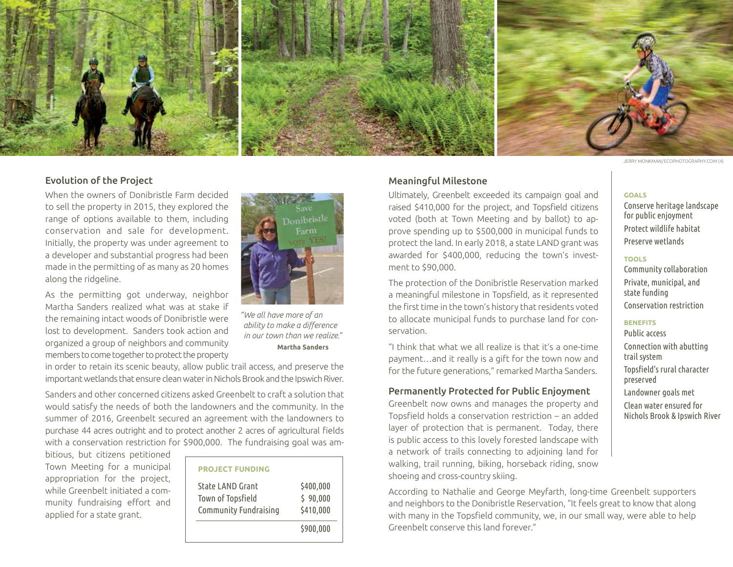JERRY MONKMAN/ECOPHOTOGRAPHY.COM (4)

## Evolution of the Project

When the owners of Donibristle Farm decided to sell the property in 2015, they explored the range of options available to them, including conservation and sale for development. Initially, the property was under agreement to a developer and substantial progress had been made in the permitting of as many as 20 homes along the ridgeline.

As the permitting got underway, neighbor Martha Sanders realized what was at stake if the remaining intact woods of Donibristle were lost to development. Sanders took action and organized a group of neighbors and community members to come together to protect the property in order to retain its scenic beauty, allow public trail access, and preserve the important wetlands that ensure clean water in Nichols Brook and the Ipswich River.

*"We all have more of an ability to make a difference in our town than we realize."*
**Martha Sanders**

Sanders and other concerned citizens asked Greenbelt to craft a solution that would satisfy the needs of both the landowners and the community. In the summer of 2016, Greenbelt secured an agreement with the landowners to purchase 44 acres outright and to protect another 2 acres of agricultural fields with a conservation restriction for $900,000. The fundraising goal was ambitious, but citizens petitioned Town Meeting for a municipal appropriation for the project, while Greenbelt initiated a community fundraising effort and applied for a state grant.

**PROJECT FUNDING**

| | |
|---|---|
| State LAND Grant | $400,000 |
| Town of Topsfield | $ 90,000 |
| Community Fundraising | $410,000 |
| | $900,000 |

## Meaningful Milestone

Ultimately, Greenbelt exceeded its campaign goal and raised $410,000 for the project, and Topsfield citizens voted (both at Town Meeting and by ballot) to approve spending up to $500,000 in municipal funds to protect the land. In early 2018, a state LAND grant was awarded for $400,000, reducing the town's investment to $90,000.

The protection of the Donibristle Reservation marked a meaningful milestone in Topsfield, as it represented the first time in the town's history that residents voted to allocate municipal funds to purchase land for conservation.

"I think that what we all realize is that it's a one-time payment…and it really is a gift for the town now and for the future generations," remarked Martha Sanders.

## Permanently Protected for Public Enjoyment

Greenbelt now owns and manages the property and Topsfield holds a conservation restriction – an added layer of protection that is permanent. Today, there is public access to this lovely forested landscape with a network of trails connecting to adjoining land for walking, trail running, biking, horseback riding, snow shoeing and cross-country skiing.

According to Nathalie and George Meyfarth, long-time Greenbelt supporters and neighbors to the Donibristle Reservation, "It feels great to know that along with many in the Topsfield community, we, in our small way, were able to help Greenbelt conserve this land forever."

**GOALS**

- Conserve heritage landscape for public enjoyment
- Protect wildlife habitat
- Preserve wetlands

**TOOLS**

- Community collaboration
- Private, municipal, and state funding
- Conservation restriction

**BENEFITS**

- Public access
- Connection with abutting trail system
- Topsfield's rural character preserved
- Landowner goals met
- Clean water ensured for Nichols Brook & Ipswich River